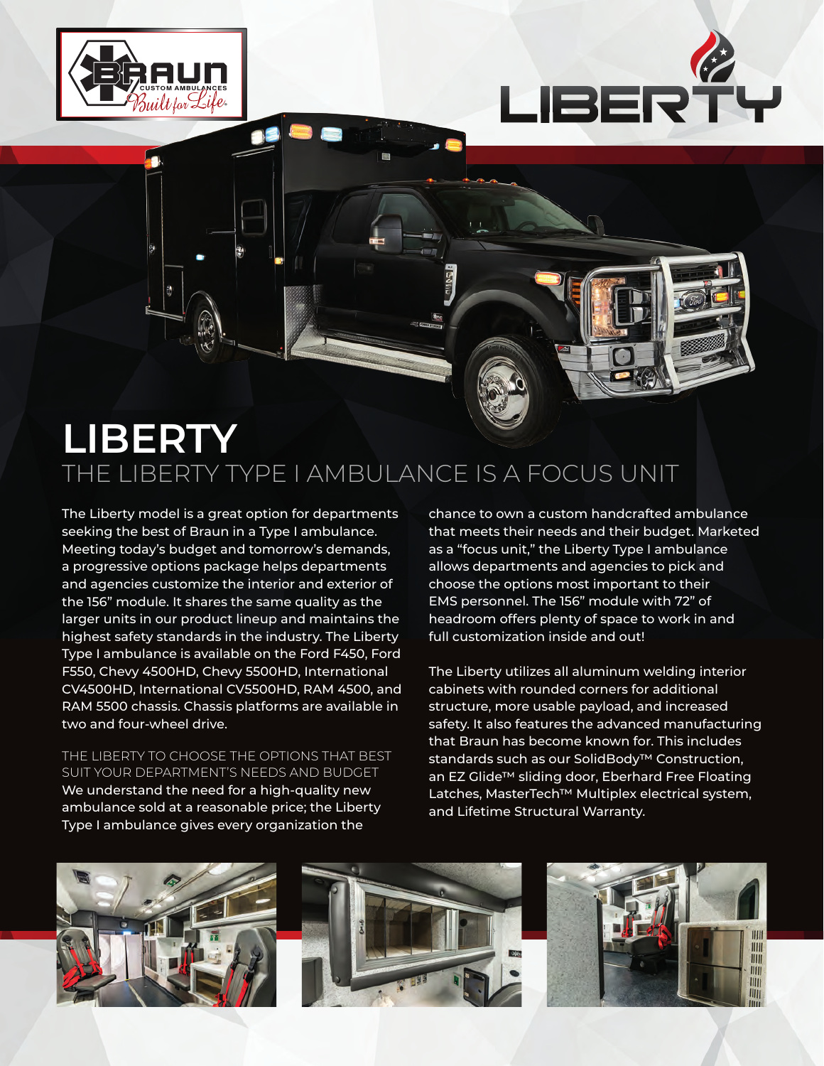# LIBERTY

## THE LIBERTY TYPE I AMBULANCE IS A FOCUS UNIT

The Liberty model is a great option for departments seeking the best of Braun in a Type I ambulance. Meeting today's budget and tomorrow's demands, a progressive options package helps departments and agencies customize the interior and exterior of the 156" module. It shares the same quality as the larger units in our product lineup and maintains the highest safety standards in the industry. The Liberty Type I ambulance is available on the Ford F450, Ford F550, Chevy 4500HD, Chevy 5500HD, International CV4500HD, International CV5500HD, RAM 4500, and RAM 5500 chassis. Chassis platforms are available in two and four-wheel drive.

### THE LIBERTY TO CHOOSE THE OPTIONS THAT BEST SUIT YOUR DEPARTMENT'S NEEDS AND BUDGET

We understand the need for a high-quality new ambulance sold at a reasonable price; the Liberty Type I ambulance gives every organization the chance to own a custom handcrafted ambulance that meets their needs and their budget. Marketed as a "focus unit," the Liberty Type I ambulance allows departments and agencies to pick and choose the options most important to their EMS personnel. The 156" module with 72" of headroom offers plenty of space to work in and full customization inside and out!

The Liberty utilizes all aluminum welding interior cabinets with rounded corners for additional structure, more usable payload, and increased safety. It also features the advanced manufacturing that Braun has become known for. This includes standards such as our SolidBody™ Construction, an EZ Glide™ sliding door, Eberhard Free Floating Latches, MasterTech™ Multiplex electrical system, and Lifetime Structural Warranty.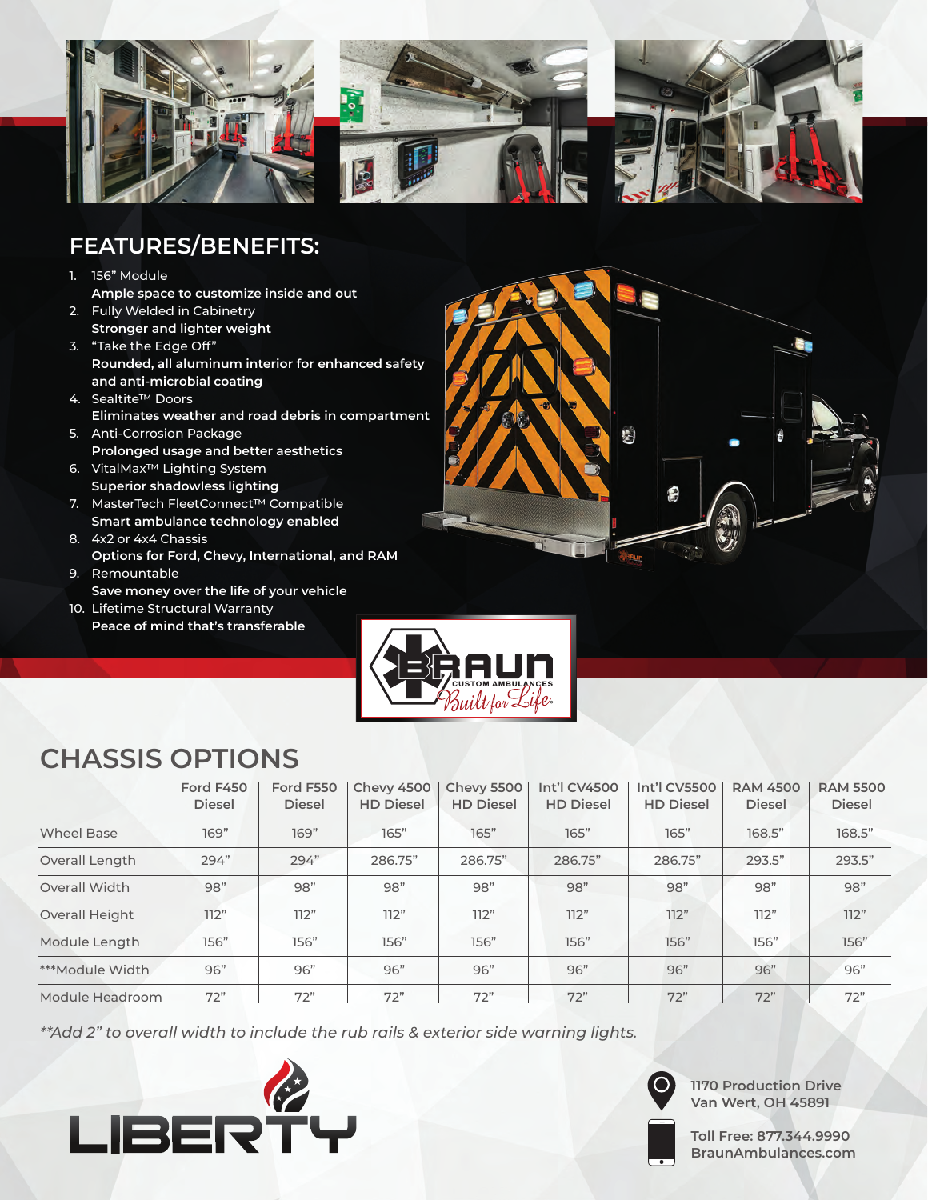## FEATURES/BENEFITS:

1. 156" Module
   **Ample space to customize inside and out**
2. Fully Welded in Cabinetry
   **Stronger and lighter weight**
3. "Take the Edge Off"
   **Rounded, all aluminum interior for enhanced safety and anti-microbial coating**
4. Sealtite™ Doors
   **Eliminates weather and road debris in compartment**
5. Anti-Corrosion Package
   **Prolonged usage and better aesthetics**
6. VitalMax™ Lighting System
   **Superior shadowless lighting**
7. MasterTech FleetConnect™ Compatible
   **Smart ambulance technology enabled**
8. 4x2 or 4x4 Chassis
   **Options for Ford, Chevy, International, and RAM**
9. Remountable
   **Save money over the life of your vehicle**
10. Lifetime Structural Warranty
    **Peace of mind that's transferable**

BRAUN CUSTOM AMBULANCES Built for Life.

## CHASSIS OPTIONS

| | Ford F450 Diesel | Ford F550 Diesel | Chevy 4500 HD Diesel | Chevy 5500 HD Diesel | Int'l CV4500 HD Diesel | Int'l CV5500 HD Diesel | RAM 4500 Diesel | RAM 5500 Diesel |
|---|---|---|---|---|---|---|---|---|
| Wheel Base | 169" | 169" | 165" | 165" | 165" | 165" | 168.5" | 168.5" |
| Overall Length | 294" | 294" | 286.75" | 286.75" | 286.75" | 286.75" | 293.5" | 293.5" |
| Overall Width | 98" | 98" | 98" | 98" | 98" | 98" | 98" | 98" |
| Overall Height | 112" | 112" | 112" | 112" | 112" | 112" | 112" | 112" |
| Module Length | 156" | 156" | 156" | 156" | 156" | 156" | 156" | 156" |
| ***Module Width | 96" | 96" | 96" | 96" | 96" | 96" | 96" | 96" |
| Module Headroom | 72" | 72" | 72" | 72" | 72" | 72" | 72" | 72" |

*\*\*Add 2" to overall width to include the rub rails & exterior side warning lights.*

LIBERTY

1170 Production Drive
Van Wert, OH 45891

Toll Free: 877.344.9990
BraunAmbulances.com